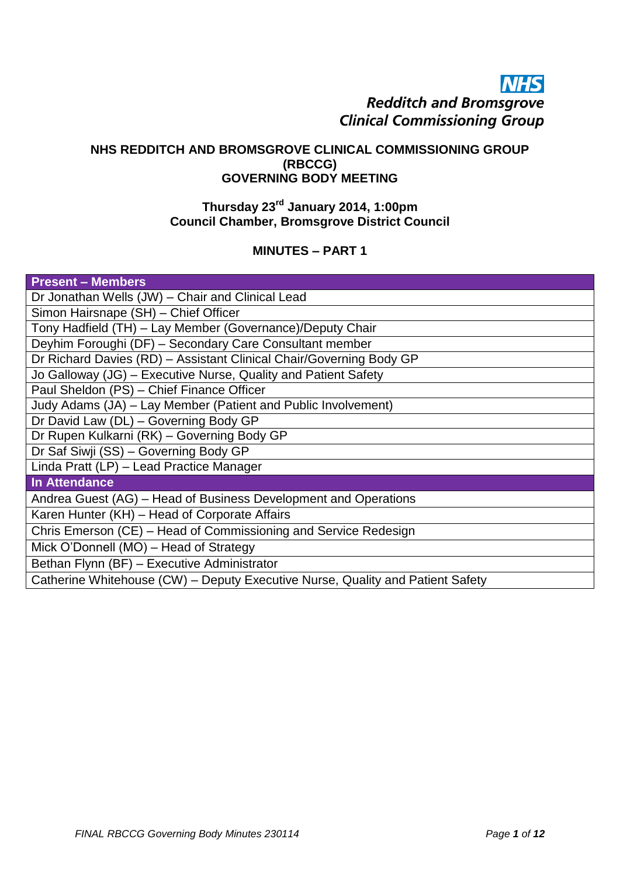**NHS**
**Redditch and Bromsgrove**
**Clinical Commissioning Group**

# NHS REDDITCH AND BROMSGROVE CLINICAL COMMISSIONING GROUP (RBCCG) GOVERNING BODY MEETING

**Thursday 23rd January 2014, 1:00pm**
**Council Chamber, Bromsgrove District Council**

## MINUTES – PART 1

| Present – Members |
| --- |
| Dr Jonathan Wells (JW) – Chair and Clinical Lead |
| Simon Hairsnape (SH) – Chief Officer |
| Tony Hadfield (TH) – Lay Member (Governance)/Deputy Chair |
| Deyhim Foroughi (DF) – Secondary Care Consultant member |
| Dr Richard Davies (RD) – Assistant Clinical Chair/Governing Body GP |
| Jo Galloway (JG) – Executive Nurse, Quality and Patient Safety |
| Paul Sheldon (PS) – Chief Finance Officer |
| Judy Adams (JA) – Lay Member (Patient and Public Involvement) |
| Dr David Law (DL) – Governing Body GP |
| Dr Rupen Kulkarni (RK) – Governing Body GP |
| Dr Saf Siwji (SS) – Governing Body GP |
| Linda Pratt (LP) – Lead Practice Manager |
| **In Attendance** |
| Andrea Guest (AG) – Head of Business Development and Operations |
| Karen Hunter (KH) – Head of Corporate Affairs |
| Chris Emerson (CE) – Head of Commissioning and Service Redesign |
| Mick O'Donnell (MO) – Head of Strategy |
| Bethan Flynn (BF) – Executive Administrator |
| Catherine Whitehouse (CW) – Deputy Executive Nurse, Quality and Patient Safety |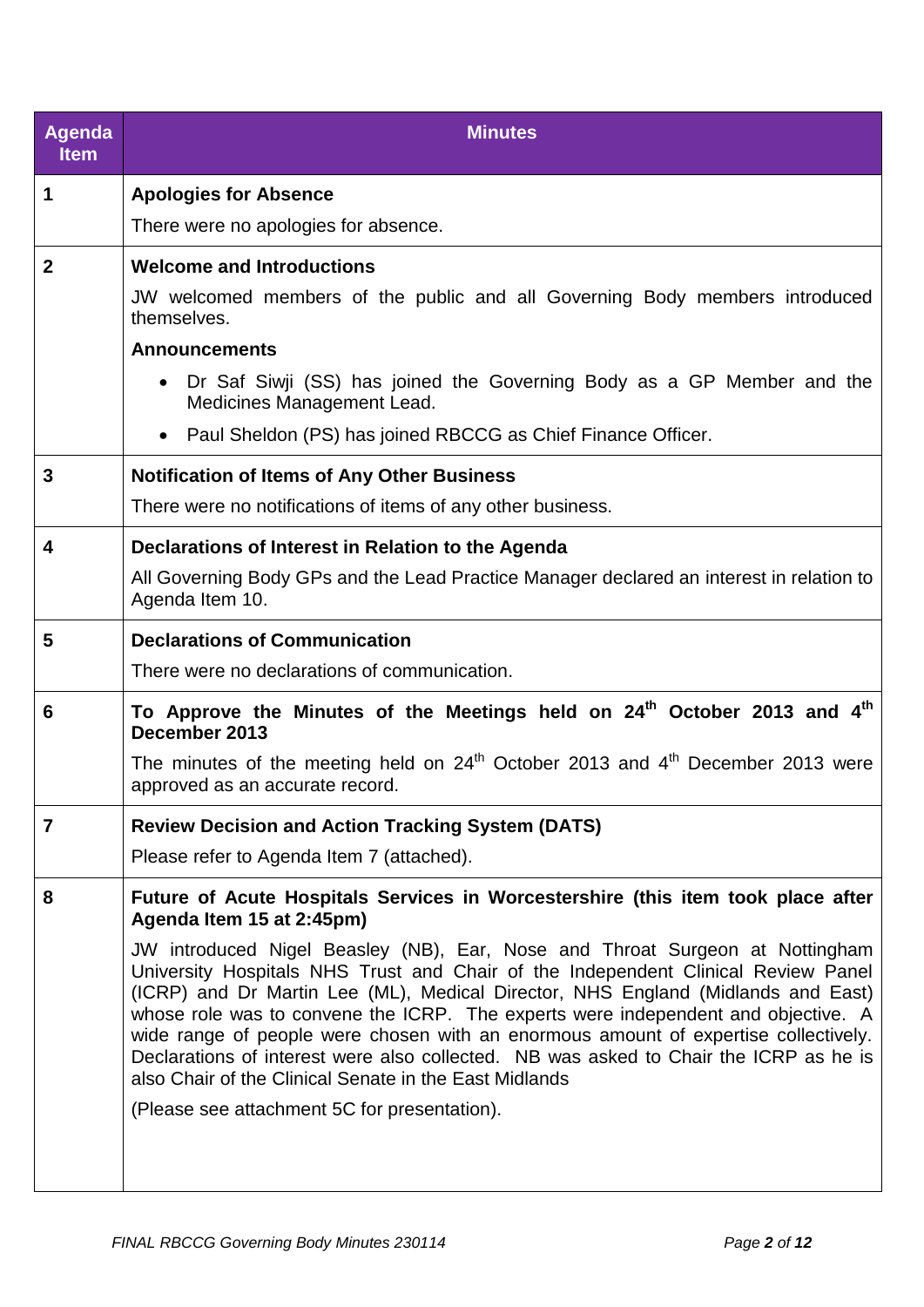| Agenda Item | Minutes |
|---|---|
| 1 | **Apologies for Absence**<br>There were no apologies for absence. |
| 2 | **Welcome and Introductions**<br>JW welcomed members of the public and all Governing Body members introduced themselves.<br>**Announcements**<br>• Dr Saf Siwji (SS) has joined the Governing Body as a GP Member and the Medicines Management Lead.<br>• Paul Sheldon (PS) has joined RBCCG as Chief Finance Officer. |
| 3 | **Notification of Items of Any Other Business**<br>There were no notifications of items of any other business. |
| 4 | **Declarations of Interest in Relation to the Agenda**<br>All Governing Body GPs and the Lead Practice Manager declared an interest in relation to Agenda Item 10. |
| 5 | **Declarations of Communication**<br>There were no declarations of communication. |
| 6 | **To Approve the Minutes of the Meetings held on 24th October 2013 and 4th December 2013**<br>The minutes of the meeting held on 24th October 2013 and 4th December 2013 were approved as an accurate record. |
| 7 | **Review Decision and Action Tracking System (DATS)**<br>Please refer to Agenda Item 7 (attached). |
| 8 | **Future of Acute Hospitals Services in Worcestershire (this item took place after Agenda Item 15 at 2:45pm)**<br>JW introduced Nigel Beasley (NB), Ear, Nose and Throat Surgeon at Nottingham University Hospitals NHS Trust and Chair of the Independent Clinical Review Panel (ICRP) and Dr Martin Lee (ML), Medical Director, NHS England (Midlands and East) whose role was to convene the ICRP. The experts were independent and objective. A wide range of people were chosen with an enormous amount of expertise collectively. Declarations of interest were also collected. NB was asked to Chair the ICRP as he is also Chair of the Clinical Senate in the East Midlands<br>(Please see attachment 5C for presentation). |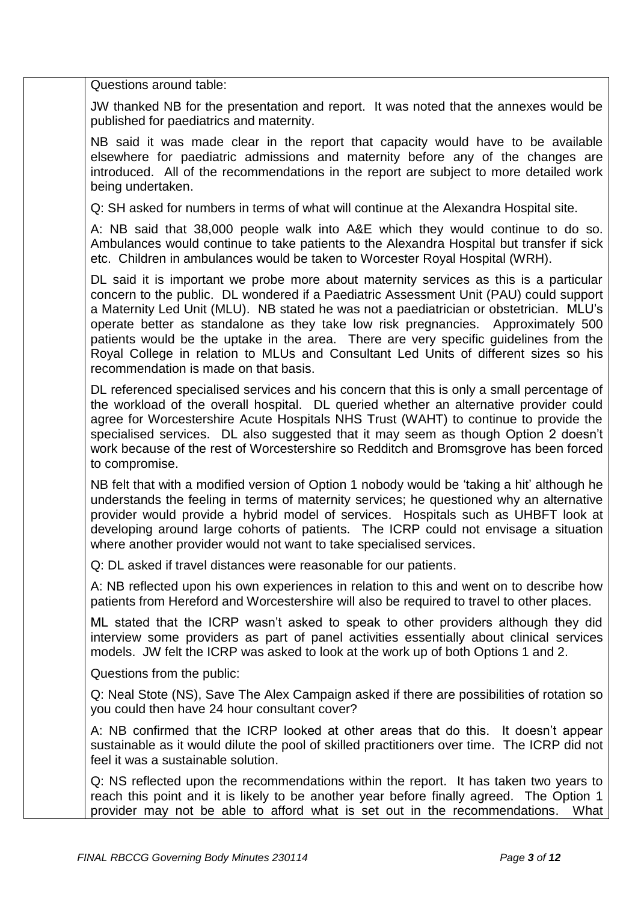Questions around table:

JW thanked NB for the presentation and report. It was noted that the annexes would be published for paediatrics and maternity.

NB said it was made clear in the report that capacity would have to be available elsewhere for paediatric admissions and maternity before any of the changes are introduced. All of the recommendations in the report are subject to more detailed work being undertaken.

Q: SH asked for numbers in terms of what will continue at the Alexandra Hospital site.

A: NB said that 38,000 people walk into A&E which they would continue to do so. Ambulances would continue to take patients to the Alexandra Hospital but transfer if sick etc. Children in ambulances would be taken to Worcester Royal Hospital (WRH).

DL said it is important we probe more about maternity services as this is a particular concern to the public. DL wondered if a Paediatric Assessment Unit (PAU) could support a Maternity Led Unit (MLU). NB stated he was not a paediatrician or obstetrician. MLU's operate better as standalone as they take low risk pregnancies. Approximately 500 patients would be the uptake in the area. There are very specific guidelines from the Royal College in relation to MLUs and Consultant Led Units of different sizes so his recommendation is made on that basis.

DL referenced specialised services and his concern that this is only a small percentage of the workload of the overall hospital. DL queried whether an alternative provider could agree for Worcestershire Acute Hospitals NHS Trust (WAHT) to continue to provide the specialised services. DL also suggested that it may seem as though Option 2 doesn't work because of the rest of Worcestershire so Redditch and Bromsgrove has been forced to compromise.

NB felt that with a modified version of Option 1 nobody would be 'taking a hit' although he understands the feeling in terms of maternity services; he questioned why an alternative provider would provide a hybrid model of services. Hospitals such as UHBFT look at developing around large cohorts of patients. The ICRP could not envisage a situation where another provider would not want to take specialised services.

Q: DL asked if travel distances were reasonable for our patients.

A: NB reflected upon his own experiences in relation to this and went on to describe how patients from Hereford and Worcestershire will also be required to travel to other places.

ML stated that the ICRP wasn't asked to speak to other providers although they did interview some providers as part of panel activities essentially about clinical services models. JW felt the ICRP was asked to look at the work up of both Options 1 and 2.

Questions from the public:

Q: Neal Stote (NS), Save The Alex Campaign asked if there are possibilities of rotation so you could then have 24 hour consultant cover?

A: NB confirmed that the ICRP looked at other areas that do this. It doesn't appear sustainable as it would dilute the pool of skilled practitioners over time. The ICRP did not feel it was a sustainable solution.

Q: NS reflected upon the recommendations within the report. It has taken two years to reach this point and it is likely to be another year before finally agreed. The Option 1 provider may not be able to afford what is set out in the recommendations. What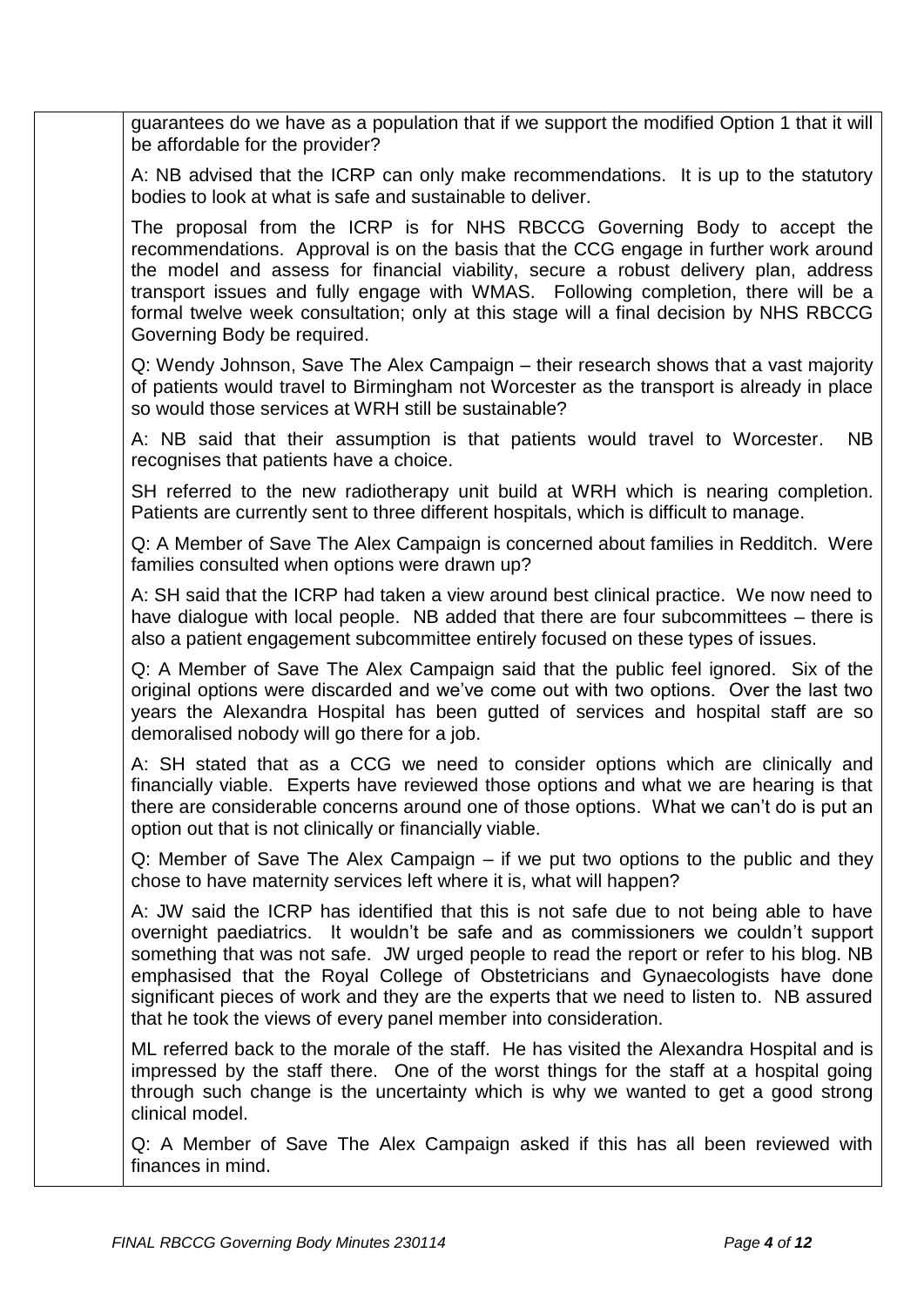guarantees do we have as a population that if we support the modified Option 1 that it will be affordable for the provider?

A: NB advised that the ICRP can only make recommendations. It is up to the statutory bodies to look at what is safe and sustainable to deliver.

The proposal from the ICRP is for NHS RBCCG Governing Body to accept the recommendations. Approval is on the basis that the CCG engage in further work around the model and assess for financial viability, secure a robust delivery plan, address transport issues and fully engage with WMAS. Following completion, there will be a formal twelve week consultation; only at this stage will a final decision by NHS RBCCG Governing Body be required.

Q: Wendy Johnson, Save The Alex Campaign – their research shows that a vast majority of patients would travel to Birmingham not Worcester as the transport is already in place so would those services at WRH still be sustainable?

A: NB said that their assumption is that patients would travel to Worcester. NB recognises that patients have a choice.

SH referred to the new radiotherapy unit build at WRH which is nearing completion. Patients are currently sent to three different hospitals, which is difficult to manage.

Q: A Member of Save The Alex Campaign is concerned about families in Redditch. Were families consulted when options were drawn up?

A: SH said that the ICRP had taken a view around best clinical practice. We now need to have dialogue with local people. NB added that there are four subcommittees – there is also a patient engagement subcommittee entirely focused on these types of issues.

Q: A Member of Save The Alex Campaign said that the public feel ignored. Six of the original options were discarded and we've come out with two options. Over the last two years the Alexandra Hospital has been gutted of services and hospital staff are so demoralised nobody will go there for a job.

A: SH stated that as a CCG we need to consider options which are clinically and financially viable. Experts have reviewed those options and what we are hearing is that there are considerable concerns around one of those options. What we can't do is put an option out that is not clinically or financially viable.

Q: Member of Save The Alex Campaign – if we put two options to the public and they chose to have maternity services left where it is, what will happen?

A: JW said the ICRP has identified that this is not safe due to not being able to have overnight paediatrics. It wouldn't be safe and as commissioners we couldn't support something that was not safe. JW urged people to read the report or refer to his blog. NB emphasised that the Royal College of Obstetricians and Gynaecologists have done significant pieces of work and they are the experts that we need to listen to. NB assured that he took the views of every panel member into consideration.

ML referred back to the morale of the staff. He has visited the Alexandra Hospital and is impressed by the staff there. One of the worst things for the staff at a hospital going through such change is the uncertainty which is why we wanted to get a good strong clinical model.

Q: A Member of Save The Alex Campaign asked if this has all been reviewed with finances in mind.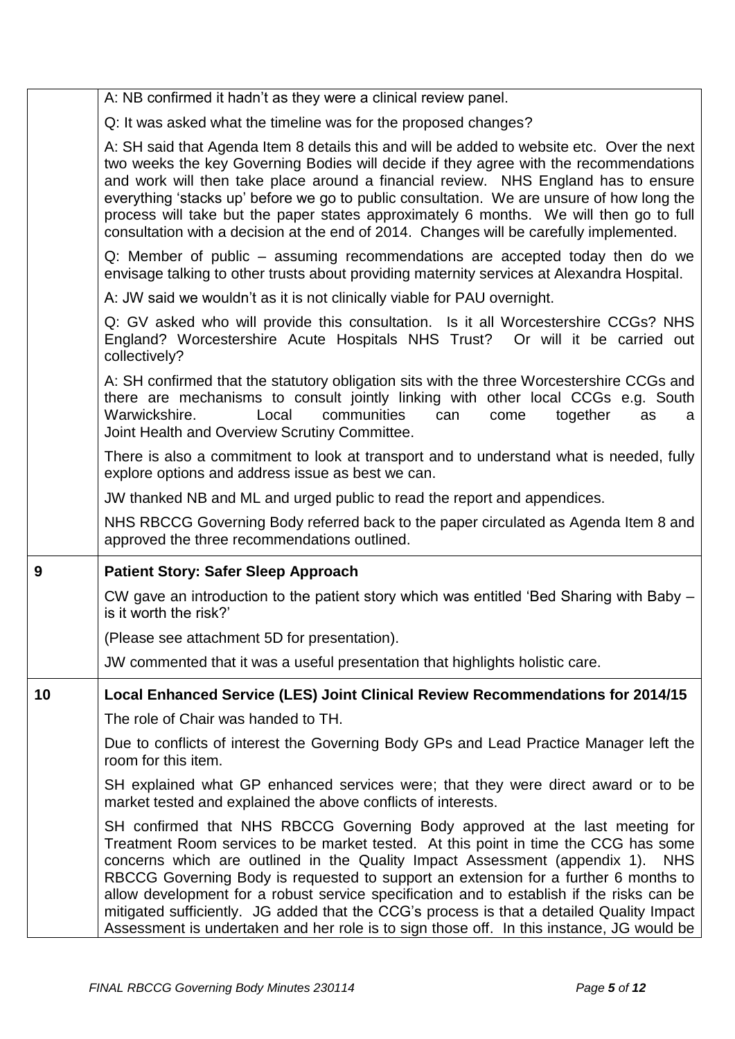| | |
|---|---|
| | A: NB confirmed it hadn't as they were a clinical review panel. |
| | Q: It was asked what the timeline was for the proposed changes? |
| | A: SH said that Agenda Item 8 details this and will be added to website etc. Over the next two weeks the key Governing Bodies will decide if they agree with the recommendations and work will then take place around a financial review. NHS England has to ensure everything 'stacks up' before we go to public consultation. We are unsure of how long the process will take but the paper states approximately 6 months. We will then go to full consultation with a decision at the end of 2014. Changes will be carefully implemented. |
| | Q: Member of public – assuming recommendations are accepted today then do we envisage talking to other trusts about providing maternity services at Alexandra Hospital. |
| | A: JW said we wouldn't as it is not clinically viable for PAU overnight. |
| | Q: GV asked who will provide this consultation. Is it all Worcestershire CCGs? NHS England? Worcestershire Acute Hospitals NHS Trust? Or will it be carried out collectively? |
| | A: SH confirmed that the statutory obligation sits with the three Worcestershire CCGs and there are mechanisms to consult jointly linking with other local CCGs e.g. South Warwickshire. Local communities can come together as a Joint Health and Overview Scrutiny Committee. |
| | There is also a commitment to look at transport and to understand what is needed, fully explore options and address issue as best we can. |
| | JW thanked NB and ML and urged public to read the report and appendices. |
| | NHS RBCCG Governing Body referred back to the paper circulated as Agenda Item 8 and approved the three recommendations outlined. |
| **9** | **Patient Story: Safer Sleep Approach** |
| | CW gave an introduction to the patient story which was entitled 'Bed Sharing with Baby – is it worth the risk?' |
| | (Please see attachment 5D for presentation). |
| | JW commented that it was a useful presentation that highlights holistic care. |
| **10** | **Local Enhanced Service (LES) Joint Clinical Review Recommendations for 2014/15** |
| | The role of Chair was handed to TH. |
| | Due to conflicts of interest the Governing Body GPs and Lead Practice Manager left the room for this item. |
| | SH explained what GP enhanced services were; that they were direct award or to be market tested and explained the above conflicts of interests. |
| | SH confirmed that NHS RBCCG Governing Body approved at the last meeting for Treatment Room services to be market tested. At this point in time the CCG has some concerns which are outlined in the Quality Impact Assessment (appendix 1). NHS RBCCG Governing Body is requested to support an extension for a further 6 months to allow development for a robust service specification and to establish if the risks can be mitigated sufficiently. JG added that the CCG's process is that a detailed Quality Impact Assessment is undertaken and her role is to sign those off. In this instance, JG would be |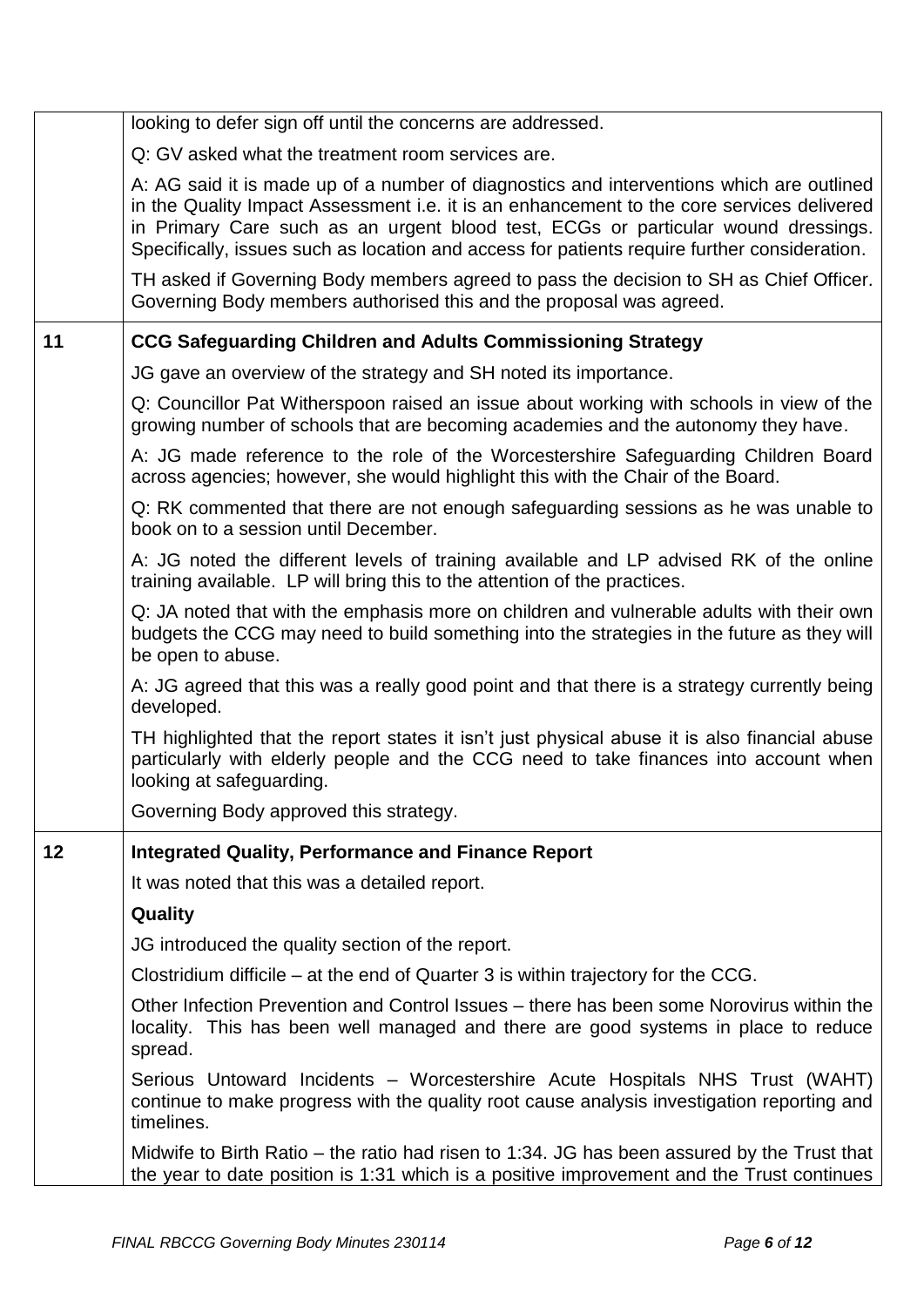| | |
|---|---|
| | looking to defer sign off until the concerns are addressed.<br><br>Q: GV asked what the treatment room services are.<br><br>A: AG said it is made up of a number of diagnostics and interventions which are outlined in the Quality Impact Assessment i.e. it is an enhancement to the core services delivered in Primary Care such as an urgent blood test, ECGs or particular wound dressings. Specifically, issues such as location and access for patients require further consideration.<br><br>TH asked if Governing Body members agreed to pass the decision to SH as Chief Officer. Governing Body members authorised this and the proposal was agreed. |
| **11** | **CCG Safeguarding Children and Adults Commissioning Strategy**<br><br>JG gave an overview of the strategy and SH noted its importance.<br><br>Q: Councillor Pat Witherspoon raised an issue about working with schools in view of the growing number of schools that are becoming academies and the autonomy they have.<br><br>A: JG made reference to the role of the Worcestershire Safeguarding Children Board across agencies; however, she would highlight this with the Chair of the Board.<br><br>Q: RK commented that there are not enough safeguarding sessions as he was unable to book on to a session until December.<br><br>A: JG noted the different levels of training available and LP advised RK of the online training available. LP will bring this to the attention of the practices.<br><br>Q: JA noted that with the emphasis more on children and vulnerable adults with their own budgets the CCG may need to build something into the strategies in the future as they will be open to abuse.<br><br>A: JG agreed that this was a really good point and that there is a strategy currently being developed.<br><br>TH highlighted that the report states it isn't just physical abuse it is also financial abuse particularly with elderly people and the CCG need to take finances into account when looking at safeguarding.<br><br>Governing Body approved this strategy. |
| **12** | **Integrated Quality, Performance and Finance Report**<br><br>It was noted that this was a detailed report.<br><br>**Quality**<br><br>JG introduced the quality section of the report.<br><br>Clostridium difficile – at the end of Quarter 3 is within trajectory for the CCG.<br><br>Other Infection Prevention and Control Issues – there has been some Norovirus within the locality. This has been well managed and there are good systems in place to reduce spread.<br><br>Serious Untoward Incidents – Worcestershire Acute Hospitals NHS Trust (WAHT) continue to make progress with the quality root cause analysis investigation reporting and timelines.<br><br>Midwife to Birth Ratio – the ratio had risen to 1:34. JG has been assured by the Trust that the year to date position is 1:31 which is a positive improvement and the Trust continues |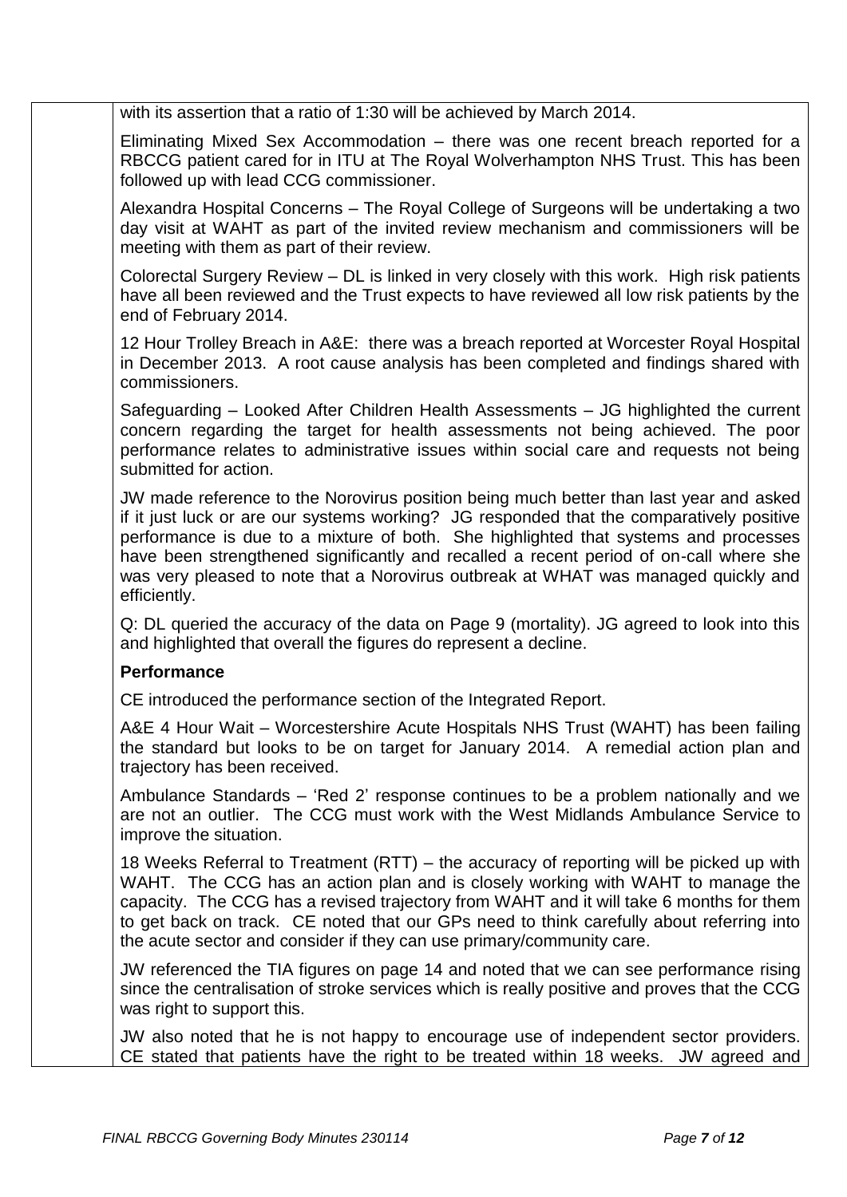with its assertion that a ratio of 1:30 will be achieved by March 2014.

Eliminating Mixed Sex Accommodation – there was one recent breach reported for a RBCCG patient cared for in ITU at The Royal Wolverhampton NHS Trust. This has been followed up with lead CCG commissioner.

Alexandra Hospital Concerns – The Royal College of Surgeons will be undertaking a two day visit at WAHT as part of the invited review mechanism and commissioners will be meeting with them as part of their review.

Colorectal Surgery Review – DL is linked in very closely with this work. High risk patients have all been reviewed and the Trust expects to have reviewed all low risk patients by the end of February 2014.

12 Hour Trolley Breach in A&E: there was a breach reported at Worcester Royal Hospital in December 2013. A root cause analysis has been completed and findings shared with commissioners.

Safeguarding – Looked After Children Health Assessments – JG highlighted the current concern regarding the target for health assessments not being achieved. The poor performance relates to administrative issues within social care and requests not being submitted for action.

JW made reference to the Norovirus position being much better than last year and asked if it just luck or are our systems working? JG responded that the comparatively positive performance is due to a mixture of both. She highlighted that systems and processes have been strengthened significantly and recalled a recent period of on-call where she was very pleased to note that a Norovirus outbreak at WHAT was managed quickly and efficiently.

Q: DL queried the accuracy of the data on Page 9 (mortality). JG agreed to look into this and highlighted that overall the figures do represent a decline.

**Performance**

CE introduced the performance section of the Integrated Report.

A&E 4 Hour Wait – Worcestershire Acute Hospitals NHS Trust (WAHT) has been failing the standard but looks to be on target for January 2014. A remedial action plan and trajectory has been received.

Ambulance Standards – 'Red 2' response continues to be a problem nationally and we are not an outlier. The CCG must work with the West Midlands Ambulance Service to improve the situation.

18 Weeks Referral to Treatment (RTT) – the accuracy of reporting will be picked up with WAHT. The CCG has an action plan and is closely working with WAHT to manage the capacity. The CCG has a revised trajectory from WAHT and it will take 6 months for them to get back on track. CE noted that our GPs need to think carefully about referring into the acute sector and consider if they can use primary/community care.

JW referenced the TIA figures on page 14 and noted that we can see performance rising since the centralisation of stroke services which is really positive and proves that the CCG was right to support this.

JW also noted that he is not happy to encourage use of independent sector providers. CE stated that patients have the right to be treated within 18 weeks. JW agreed and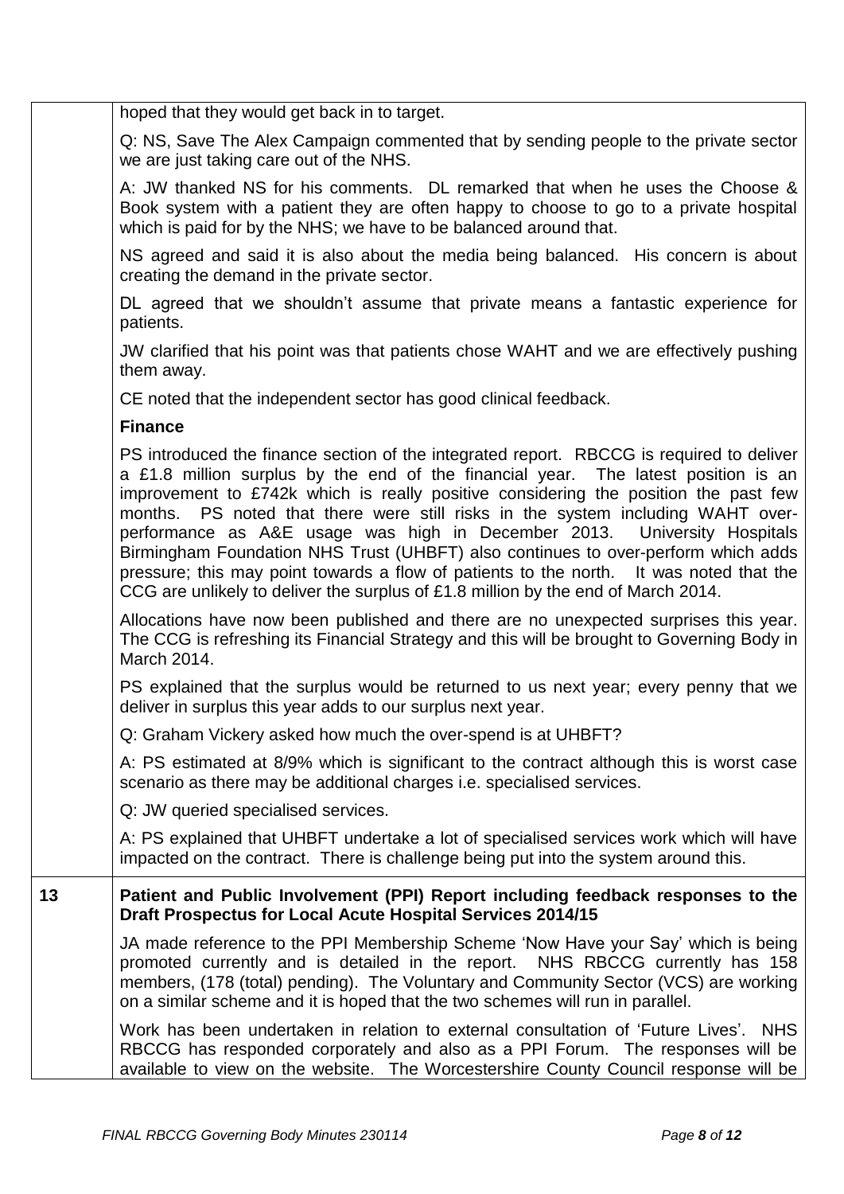| | |
|---|---|
| | hoped that they would get back in to target.<br><br>Q: NS, Save The Alex Campaign commented that by sending people to the private sector we are just taking care out of the NHS.<br><br>A: JW thanked NS for his comments. DL remarked that when he uses the Choose & Book system with a patient they are often happy to choose to go to a private hospital which is paid for by the NHS; we have to be balanced around that.<br><br>NS agreed and said it is also about the media being balanced. His concern is about creating the demand in the private sector.<br><br>DL agreed that we shouldn't assume that private means a fantastic experience for patients.<br><br>JW clarified that his point was that patients chose WAHT and we are effectively pushing them away.<br><br>CE noted that the independent sector has good clinical feedback.<br><br>**Finance**<br><br>PS introduced the finance section of the integrated report. RBCCG is required to deliver a £1.8 million surplus by the end of the financial year. The latest position is an improvement to £742k which is really positive considering the position the past few months. PS noted that there were still risks in the system including WAHT over-performance as A&E usage was high in December 2013. University Hospitals Birmingham Foundation NHS Trust (UHBFT) also continues to over-perform which adds pressure; this may point towards a flow of patients to the north. It was noted that the CCG are unlikely to deliver the surplus of £1.8 million by the end of March 2014.<br><br>Allocations have now been published and there are no unexpected surprises this year. The CCG is refreshing its Financial Strategy and this will be brought to Governing Body in March 2014.<br><br>PS explained that the surplus would be returned to us next year; every penny that we deliver in surplus this year adds to our surplus next year.<br><br>Q: Graham Vickery asked how much the over-spend is at UHBFT?<br><br>A: PS estimated at 8/9% which is significant to the contract although this is worst case scenario as there may be additional charges i.e. specialised services.<br><br>Q: JW queried specialised services.<br><br>A: PS explained that UHBFT undertake a lot of specialised services work which will have impacted on the contract. There is challenge being put into the system around this. |
| **13** | **Patient and Public Involvement (PPI) Report including feedback responses to the Draft Prospectus for Local Acute Hospital Services 2014/15**<br><br>JA made reference to the PPI Membership Scheme 'Now Have your Say' which is being promoted currently and is detailed in the report. NHS RBCCG currently has 158 members, (178 (total) pending). The Voluntary and Community Sector (VCS) are working on a similar scheme and it is hoped that the two schemes will run in parallel.<br><br>Work has been undertaken in relation to external consultation of 'Future Lives'. NHS RBCCG has responded corporately and also as a PPI Forum. The responses will be available to view on the website. The Worcestershire County Council response will be |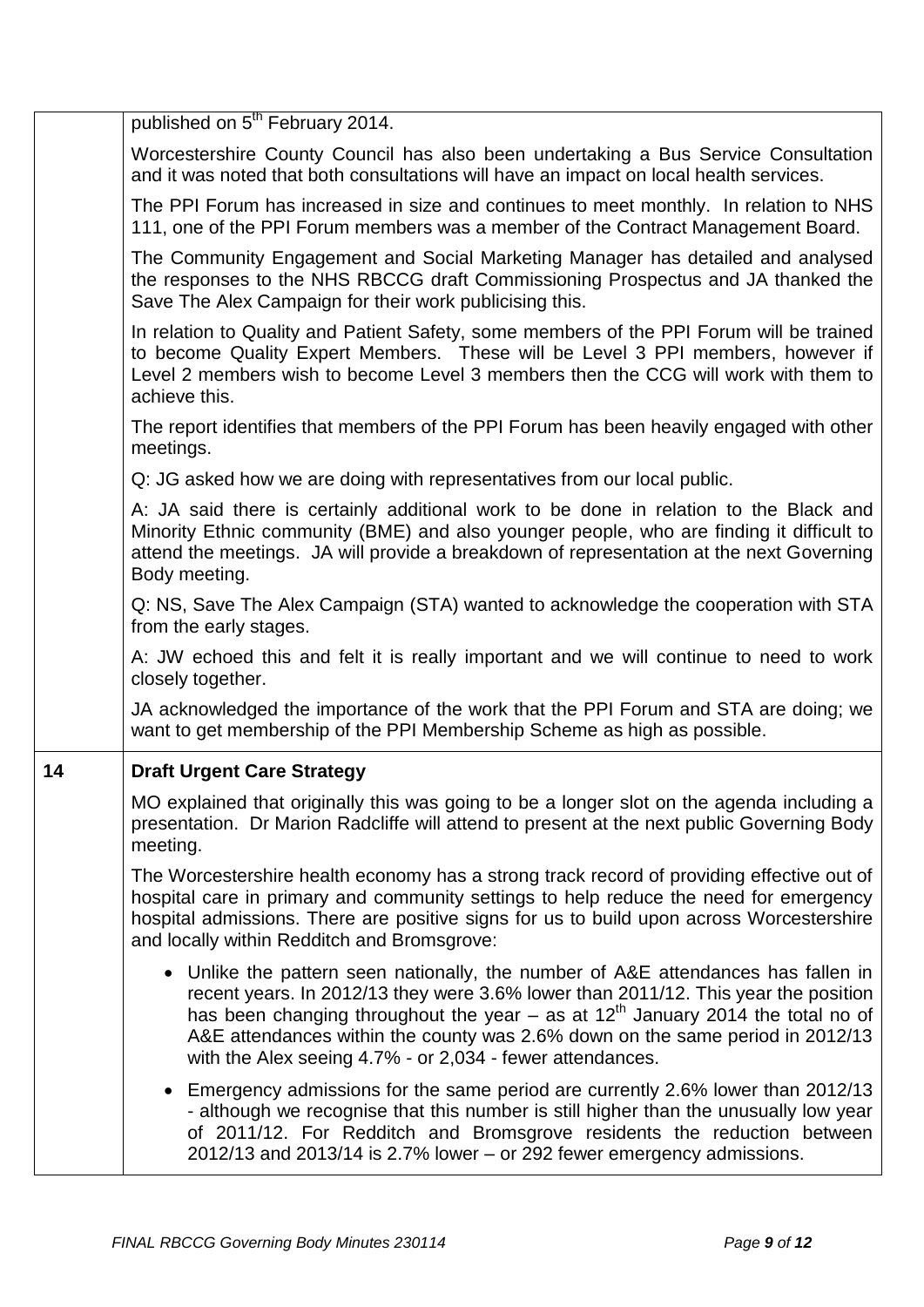| | |
|---|---|
| | published on 5th February 2014.<br><br>Worcestershire County Council has also been undertaking a Bus Service Consultation and it was noted that both consultations will have an impact on local health services.<br><br>The PPI Forum has increased in size and continues to meet monthly. In relation to NHS 111, one of the PPI Forum members was a member of the Contract Management Board.<br><br>The Community Engagement and Social Marketing Manager has detailed and analysed the responses to the NHS RBCCG draft Commissioning Prospectus and JA thanked the Save The Alex Campaign for their work publicising this.<br><br>In relation to Quality and Patient Safety, some members of the PPI Forum will be trained to become Quality Expert Members. These will be Level 3 PPI members, however if Level 2 members wish to become Level 3 members then the CCG will work with them to achieve this.<br><br>The report identifies that members of the PPI Forum has been heavily engaged with other meetings.<br><br>Q: JG asked how we are doing with representatives from our local public.<br><br>A: JA said there is certainly additional work to be done in relation to the Black and Minority Ethnic community (BME) and also younger people, who are finding it difficult to attend the meetings. JA will provide a breakdown of representation at the next Governing Body meeting.<br><br>Q: NS, Save The Alex Campaign (STA) wanted to acknowledge the cooperation with STA from the early stages.<br><br>A: JW echoed this and felt it is really important and we will continue to need to work closely together.<br><br>JA acknowledged the importance of the work that the PPI Forum and STA are doing; we want to get membership of the PPI Membership Scheme as high as possible. |
| **14** | **Draft Urgent Care Strategy**<br><br>MO explained that originally this was going to be a longer slot on the agenda including a presentation. Dr Marion Radcliffe will attend to present at the next public Governing Body meeting.<br><br>The Worcestershire health economy has a strong track record of providing effective out of hospital care in primary and community settings to help reduce the need for emergency hospital admissions. There are positive signs for us to build upon across Worcestershire and locally within Redditch and Bromsgrove:<br><br>• Unlike the pattern seen nationally, the number of A&E attendances has fallen in recent years. In 2012/13 they were 3.6% lower than 2011/12. This year the position has been changing throughout the year – as at 12th January 2014 the total no of A&E attendances within the county was 2.6% down on the same period in 2012/13 with the Alex seeing 4.7% - or 2,034 - fewer attendances.<br><br>• Emergency admissions for the same period are currently 2.6% lower than 2012/13 - although we recognise that this number is still higher than the unusually low year of 2011/12. For Redditch and Bromsgrove residents the reduction between 2012/13 and 2013/14 is 2.7% lower – or 292 fewer emergency admissions. |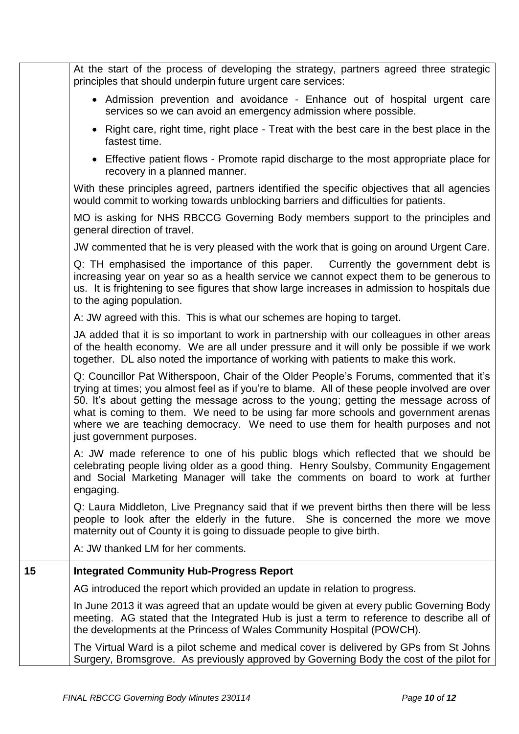| | |
|---|---|
| | At the start of the process of developing the strategy, partners agreed three strategic principles that should underpin future urgent care services:<br><br>• Admission prevention and avoidance - Enhance out of hospital urgent care services so we can avoid an emergency admission where possible.<br>• Right care, right time, right place - Treat with the best care in the best place in the fastest time.<br>• Effective patient flows - Promote rapid discharge to the most appropriate place for recovery in a planned manner.<br><br>With these principles agreed, partners identified the specific objectives that all agencies would commit to working towards unblocking barriers and difficulties for patients.<br><br>MO is asking for NHS RBCCG Governing Body members support to the principles and general direction of travel.<br><br>JW commented that he is very pleased with the work that is going on around Urgent Care.<br><br>Q: TH emphasised the importance of this paper. Currently the government debt is increasing year on year so as a health service we cannot expect them to be generous to us. It is frightening to see figures that show large increases in admission to hospitals due to the aging population.<br><br>A: JW agreed with this. This is what our schemes are hoping to target.<br><br>JA added that it is so important to work in partnership with our colleagues in other areas of the health economy. We are all under pressure and it will only be possible if we work together. DL also noted the importance of working with patients to make this work.<br><br>Q: Councillor Pat Witherspoon, Chair of the Older People's Forums, commented that it's trying at times; you almost feel as if you're to blame. All of these people involved are over 50. It's about getting the message across to the young; getting the message across of what is coming to them. We need to be using far more schools and government arenas where we are teaching democracy. We need to use them for health purposes and not just government purposes.<br><br>A: JW made reference to one of his public blogs which reflected that we should be celebrating people living older as a good thing. Henry Soulsby, Community Engagement and Social Marketing Manager will take the comments on board to work at further engaging.<br><br>Q: Laura Middleton, Live Pregnancy said that if we prevent births then there will be less people to look after the elderly in the future. She is concerned the more we move maternity out of County it is going to dissuade people to give birth.<br><br>A: JW thanked LM for her comments. |
| **15** | **Integrated Community Hub-Progress Report**<br><br>AG introduced the report which provided an update in relation to progress.<br><br>In June 2013 it was agreed that an update would be given at every public Governing Body meeting. AG stated that the Integrated Hub is just a term to reference to describe all of the developments at the Princess of Wales Community Hospital (POWCH).<br><br>The Virtual Ward is a pilot scheme and medical cover is delivered by GPs from St Johns Surgery, Bromsgrove. As previously approved by Governing Body the cost of the pilot for |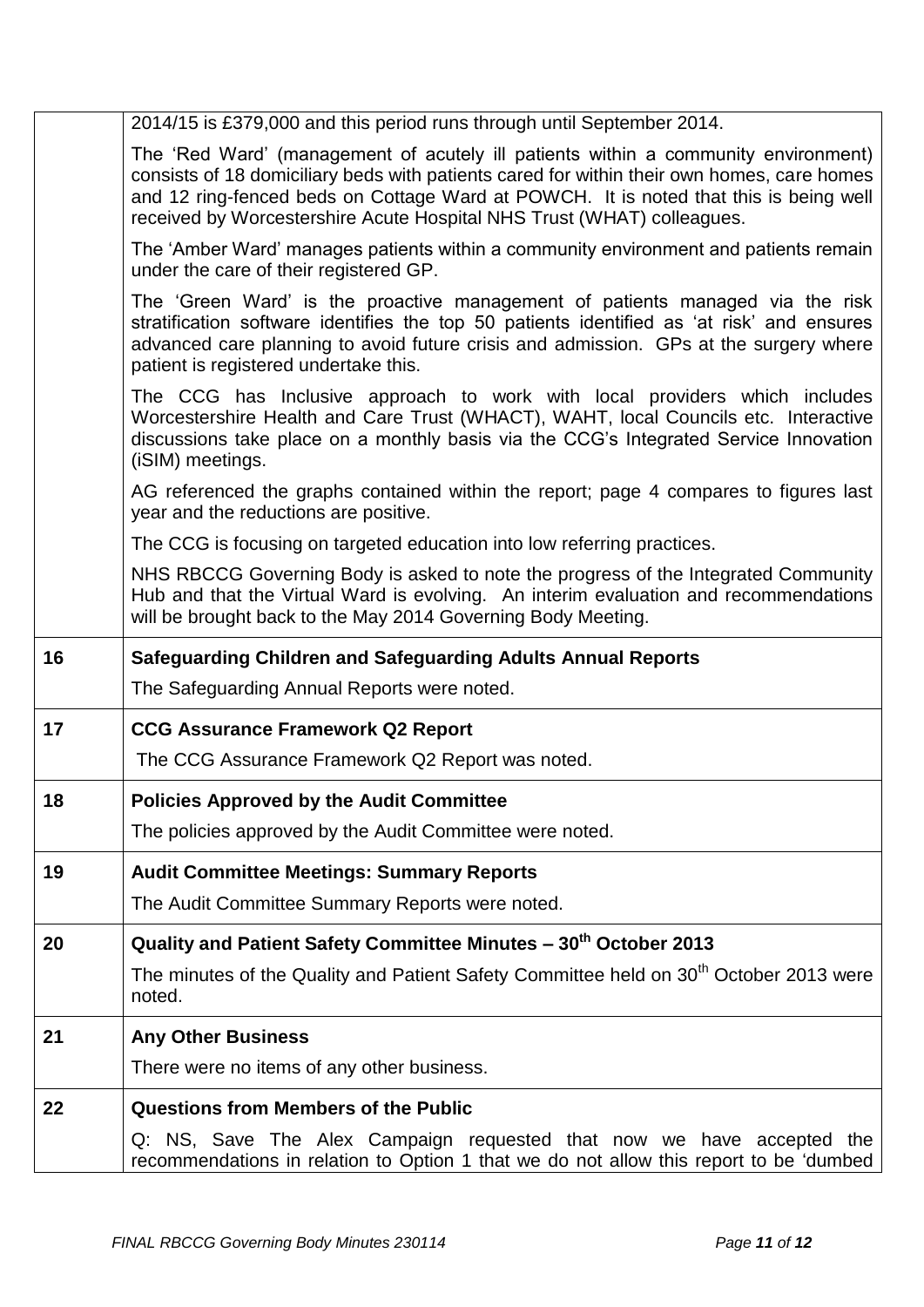| | |
|---|---|
| | 2014/15 is £379,000 and this period runs through until September 2014.<br><br>The 'Red Ward' (management of acutely ill patients within a community environment) consists of 18 domiciliary beds with patients cared for within their own homes, care homes and 12 ring-fenced beds on Cottage Ward at POWCH. It is noted that this is being well received by Worcestershire Acute Hospital NHS Trust (WHAT) colleagues.<br><br>The 'Amber Ward' manages patients within a community environment and patients remain under the care of their registered GP.<br><br>The 'Green Ward' is the proactive management of patients managed via the risk stratification software identifies the top 50 patients identified as 'at risk' and ensures advanced care planning to avoid future crisis and admission. GPs at the surgery where patient is registered undertake this.<br><br>The CCG has Inclusive approach to work with local providers which includes Worcestershire Health and Care Trust (WHACT), WAHT, local Councils etc. Interactive discussions take place on a monthly basis via the CCG's Integrated Service Innovation (iSIM) meetings.<br><br>AG referenced the graphs contained within the report; page 4 compares to figures last year and the reductions are positive.<br><br>The CCG is focusing on targeted education into low referring practices.<br><br>NHS RBCCG Governing Body is asked to note the progress of the Integrated Community Hub and that the Virtual Ward is evolving. An interim evaluation and recommendations will be brought back to the May 2014 Governing Body Meeting. |
| **16** | **Safeguarding Children and Safeguarding Adults Annual Reports**<br><br>The Safeguarding Annual Reports were noted. |
| **17** | **CCG Assurance Framework Q2 Report**<br><br>The CCG Assurance Framework Q2 Report was noted. |
| **18** | **Policies Approved by the Audit Committee**<br><br>The policies approved by the Audit Committee were noted. |
| **19** | **Audit Committee Meetings: Summary Reports**<br><br>The Audit Committee Summary Reports were noted. |
| **20** | **Quality and Patient Safety Committee Minutes – 30th October 2013**<br><br>The minutes of the Quality and Patient Safety Committee held on 30th October 2013 were noted. |
| **21** | **Any Other Business**<br><br>There were no items of any other business. |
| **22** | **Questions from Members of the Public**<br><br>Q: NS, Save The Alex Campaign requested that now we have accepted the recommendations in relation to Option 1 that we do not allow this report to be 'dumbed |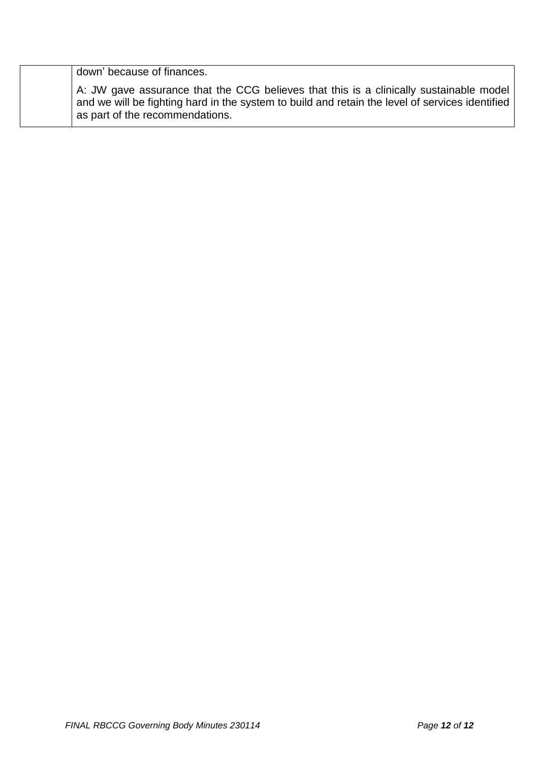| | |
|---|---|
| | down' because of finances.<br><br>A: JW gave assurance that the CCG believes that this is a clinically sustainable model and we will be fighting hard in the system to build and retain the level of services identified as part of the recommendations. |